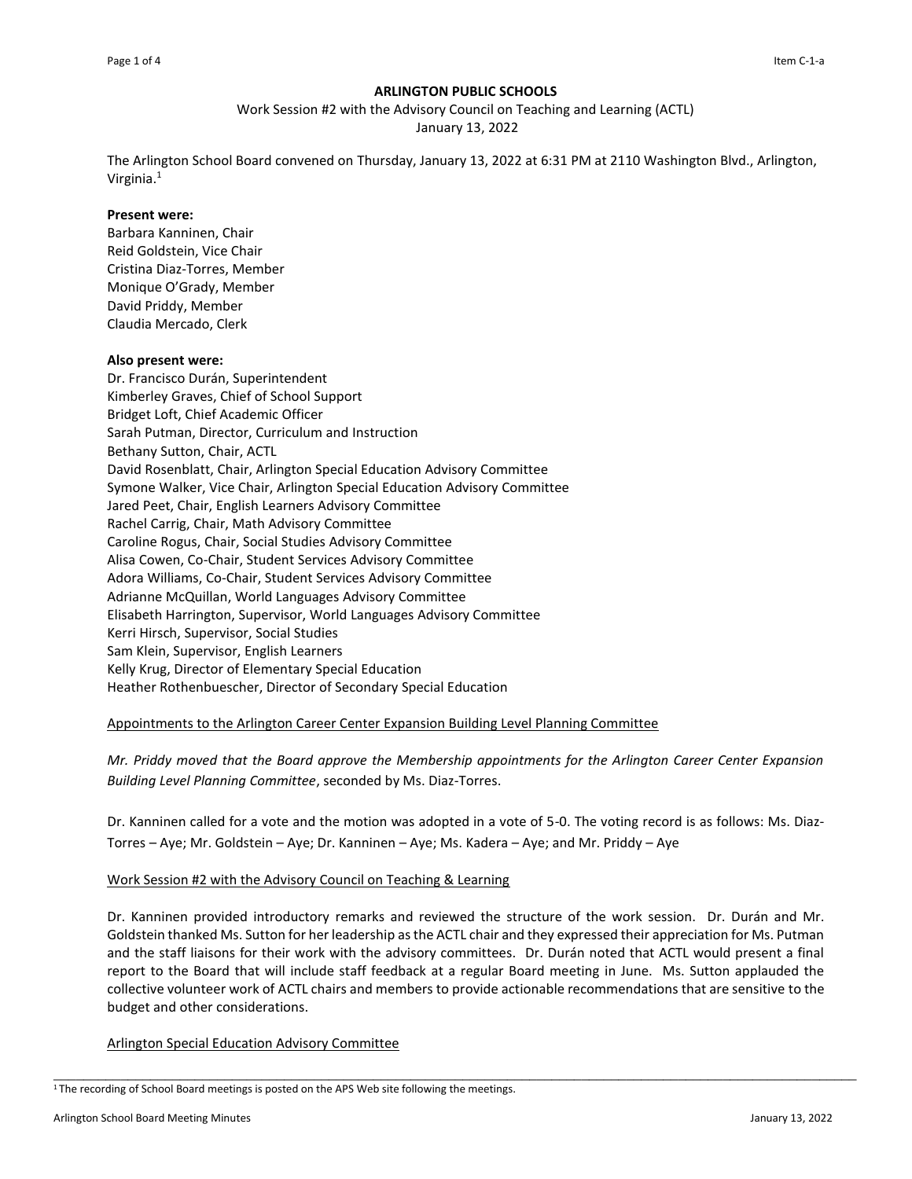**ARLINGTON PUBLIC SCHOOLS**

Work Session #2 with the Advisory Council on Teaching and Learning (ACTL)
January 13, 2022

The Arlington School Board convened on Thursday, January 13, 2022 at 6:31 PM at 2110 Washington Blvd., Arlington, Virginia.[1]

**Present were:**
Barbara Kanninen, Chair
Reid Goldstein, Vice Chair
Cristina Diaz-Torres, Member
Monique O'Grady, Member
David Priddy, Member
Claudia Mercado, Clerk

**Also present were:**
Dr. Francisco Durán, Superintendent
Kimberley Graves, Chief of School Support
Bridget Loft, Chief Academic Officer
Sarah Putman, Director, Curriculum and Instruction
Bethany Sutton, Chair, ACTL
David Rosenblatt, Chair, Arlington Special Education Advisory Committee
Symone Walker, Vice Chair, Arlington Special Education Advisory Committee
Jared Peet, Chair, English Learners Advisory Committee
Rachel Carrig, Chair, Math Advisory Committee
Caroline Rogus, Chair, Social Studies Advisory Committee
Alisa Cowen, Co-Chair, Student Services Advisory Committee
Adora Williams, Co-Chair, Student Services Advisory Committee
Adrianne McQuillan, World Languages Advisory Committee
Elisabeth Harrington, Supervisor, World Languages Advisory Committee
Kerri Hirsch, Supervisor, Social Studies
Sam Klein, Supervisor, English Learners
Kelly Krug, Director of Elementary Special Education
Heather Rothenbuescher, Director of Secondary Special Education

Appointments to the Arlington Career Center Expansion Building Level Planning Committee

*Mr. Priddy moved that the Board approve the Membership appointments for the Arlington Career Center Expansion Building Level Planning Committee*, seconded by Ms. Diaz-Torres.

Dr. Kanninen called for a vote and the motion was adopted in a vote of 5-0. The voting record is as follows: Ms. Diaz-Torres – Aye; Mr. Goldstein – Aye; Dr. Kanninen – Aye; Ms. Kadera – Aye; and Mr. Priddy – Aye

Work Session #2 with the Advisory Council on Teaching & Learning

Dr. Kanninen provided introductory remarks and reviewed the structure of the work session. Dr. Durán and Mr. Goldstein thanked Ms. Sutton for her leadership as the ACTL chair and they expressed their appreciation for Ms. Putman and the staff liaisons for their work with the advisory committees. Dr. Durán noted that ACTL would present a final report to the Board that will include staff feedback at a regular Board meeting in June. Ms. Sutton applauded the collective volunteer work of ACTL chairs and members to provide actionable recommendations that are sensitive to the budget and other considerations.

Arlington Special Education Advisory Committee

[1] The recording of School Board meetings is posted on the APS Web site following the meetings.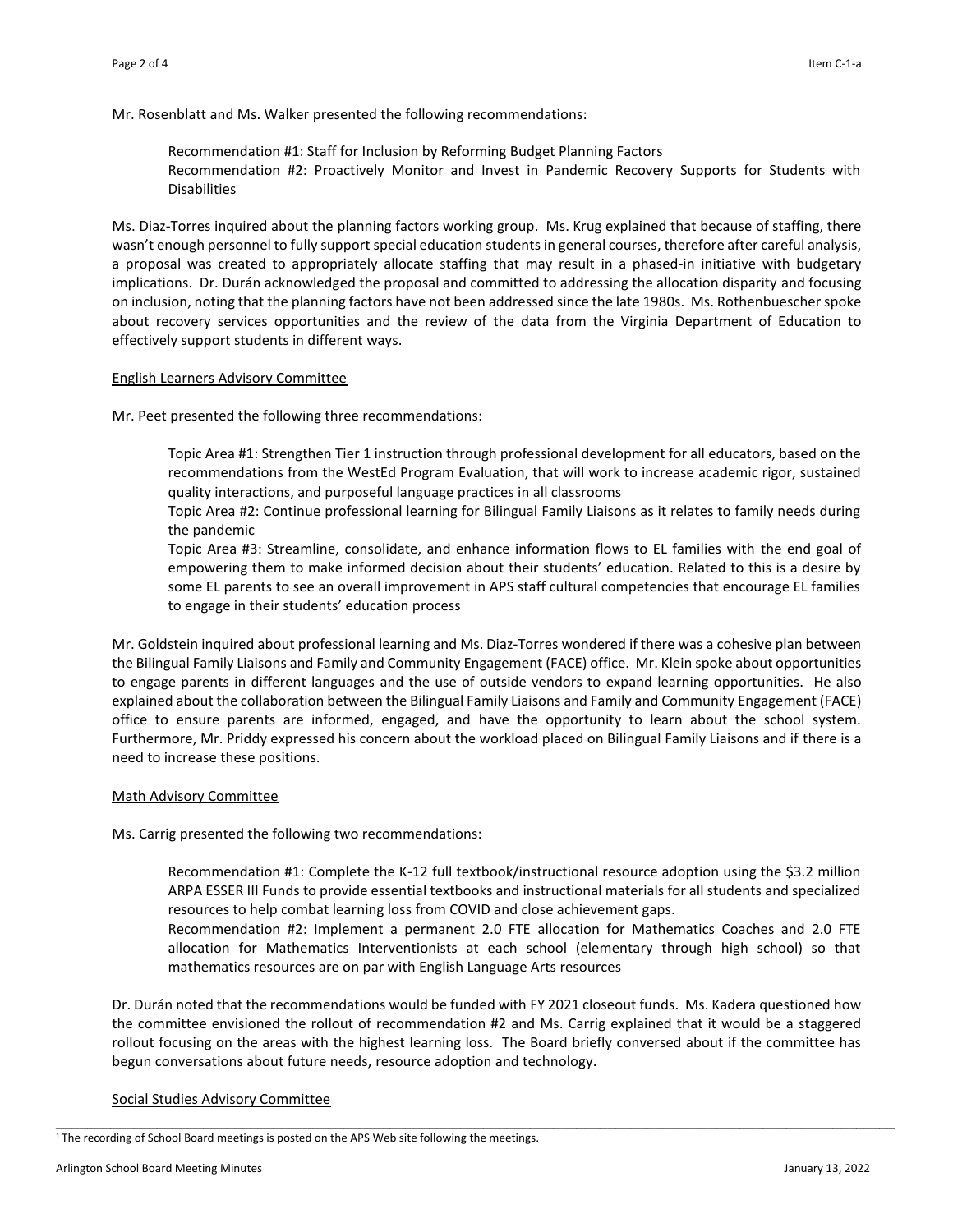Mr. Rosenblatt and Ms. Walker presented the following recommendations:

> Recommendation #1: Staff for Inclusion by Reforming Budget Planning Factors
> Recommendation #2: Proactively Monitor and Invest in Pandemic Recovery Supports for Students with Disabilities

Ms. Diaz-Torres inquired about the planning factors working group. Ms. Krug explained that because of staffing, there wasn't enough personnel to fully support special education students in general courses, therefore after careful analysis, a proposal was created to appropriately allocate staffing that may result in a phased-in initiative with budgetary implications. Dr. Durán acknowledged the proposal and committed to addressing the allocation disparity and focusing on inclusion, noting that the planning factors have not been addressed since the late 1980s. Ms. Rothenbuescher spoke about recovery services opportunities and the review of the data from the Virginia Department of Education to effectively support students in different ways.

English Learners Advisory Committee

Mr. Peet presented the following three recommendations:

> Topic Area #1: Strengthen Tier 1 instruction through professional development for all educators, based on the recommendations from the WestEd Program Evaluation, that will work to increase academic rigor, sustained quality interactions, and purposeful language practices in all classrooms
> Topic Area #2: Continue professional learning for Bilingual Family Liaisons as it relates to family needs during the pandemic
> Topic Area #3: Streamline, consolidate, and enhance information flows to EL families with the end goal of empowering them to make informed decision about their students' education. Related to this is a desire by some EL parents to see an overall improvement in APS staff cultural competencies that encourage EL families to engage in their students' education process

Mr. Goldstein inquired about professional learning and Ms. Diaz-Torres wondered if there was a cohesive plan between the Bilingual Family Liaisons and Family and Community Engagement (FACE) office. Mr. Klein spoke about opportunities to engage parents in different languages and the use of outside vendors to expand learning opportunities. He also explained about the collaboration between the Bilingual Family Liaisons and Family and Community Engagement (FACE) office to ensure parents are informed, engaged, and have the opportunity to learn about the school system. Furthermore, Mr. Priddy expressed his concern about the workload placed on Bilingual Family Liaisons and if there is a need to increase these positions.

Math Advisory Committee

Ms. Carrig presented the following two recommendations:

> Recommendation #1: Complete the K-12 full textbook/instructional resource adoption using the $3.2 million ARPA ESSER III Funds to provide essential textbooks and instructional materials for all students and specialized resources to help combat learning loss from COVID and close achievement gaps.
> Recommendation #2: Implement a permanent 2.0 FTE allocation for Mathematics Coaches and 2.0 FTE allocation for Mathematics Interventionists at each school (elementary through high school) so that mathematics resources are on par with English Language Arts resources

Dr. Durán noted that the recommendations would be funded with FY 2021 closeout funds. Ms. Kadera questioned how the committee envisioned the rollout of recommendation #2 and Ms. Carrig explained that it would be a staggered rollout focusing on the areas with the highest learning loss. The Board briefly conversed about if the committee has begun conversations about future needs, resource adoption and technology.

Social Studies Advisory Committee

[1] The recording of School Board meetings is posted on the APS Web site following the meetings.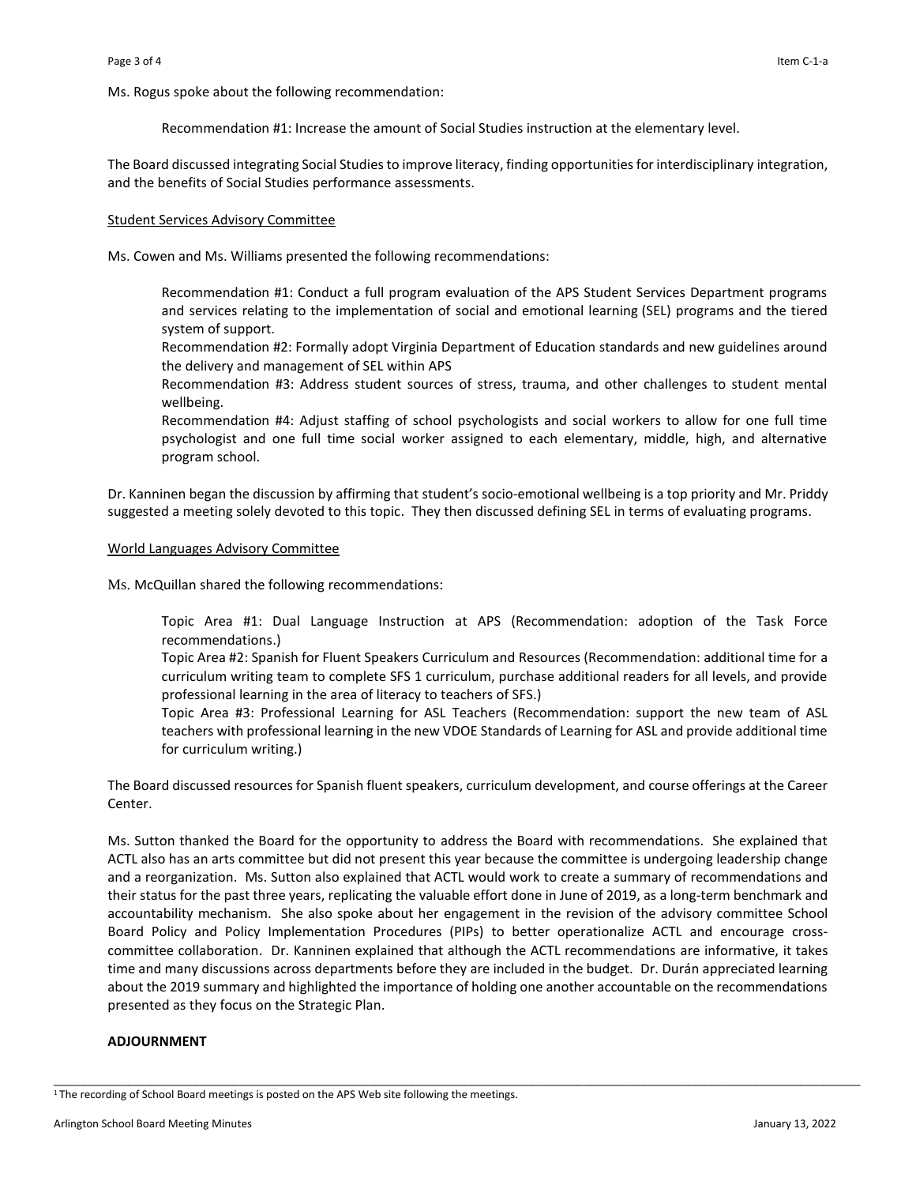Ms. Rogus spoke about the following recommendation:

> Recommendation #1: Increase the amount of Social Studies instruction at the elementary level.

The Board discussed integrating Social Studies to improve literacy, finding opportunities for interdisciplinary integration, and the benefits of Social Studies performance assessments.

<u>Student Services Advisory Committee</u>

Ms. Cowen and Ms. Williams presented the following recommendations:

> Recommendation #1: Conduct a full program evaluation of the APS Student Services Department programs and services relating to the implementation of social and emotional learning (SEL) programs and the tiered system of support.
> Recommendation #2: Formally adopt Virginia Department of Education standards and new guidelines around the delivery and management of SEL within APS
> Recommendation #3: Address student sources of stress, trauma, and other challenges to student mental wellbeing.
> Recommendation #4: Adjust staffing of school psychologists and social workers to allow for one full time psychologist and one full time social worker assigned to each elementary, middle, high, and alternative program school.

Dr. Kanninen began the discussion by affirming that student's socio-emotional wellbeing is a top priority and Mr. Priddy suggested a meeting solely devoted to this topic. They then discussed defining SEL in terms of evaluating programs.

<u>World Languages Advisory Committee</u>

Ms. McQuillan shared the following recommendations:

> Topic Area #1: Dual Language Instruction at APS (Recommendation: adoption of the Task Force recommendations.)
> Topic Area #2: Spanish for Fluent Speakers Curriculum and Resources (Recommendation: additional time for a curriculum writing team to complete SFS 1 curriculum, purchase additional readers for all levels, and provide professional learning in the area of literacy to teachers of SFS.)
> Topic Area #3: Professional Learning for ASL Teachers (Recommendation: support the new team of ASL teachers with professional learning in the new VDOE Standards of Learning for ASL and provide additional time for curriculum writing.)

The Board discussed resources for Spanish fluent speakers, curriculum development, and course offerings at the Career Center.

Ms. Sutton thanked the Board for the opportunity to address the Board with recommendations. She explained that ACTL also has an arts committee but did not present this year because the committee is undergoing leadership change and a reorganization. Ms. Sutton also explained that ACTL would work to create a summary of recommendations and their status for the past three years, replicating the valuable effort done in June of 2019, as a long-term benchmark and accountability mechanism. She also spoke about her engagement in the revision of the advisory committee School Board Policy and Policy Implementation Procedures (PIPs) to better operationalize ACTL and encourage cross-committee collaboration. Dr. Kanninen explained that although the ACTL recommendations are informative, it takes time and many discussions across departments before they are included in the budget. Dr. Durán appreciated learning about the 2019 summary and highlighted the importance of holding one another accountable on the recommendations presented as they focus on the Strategic Plan.

**ADJOURNMENT**

[1] The recording of School Board meetings is posted on the APS Web site following the meetings.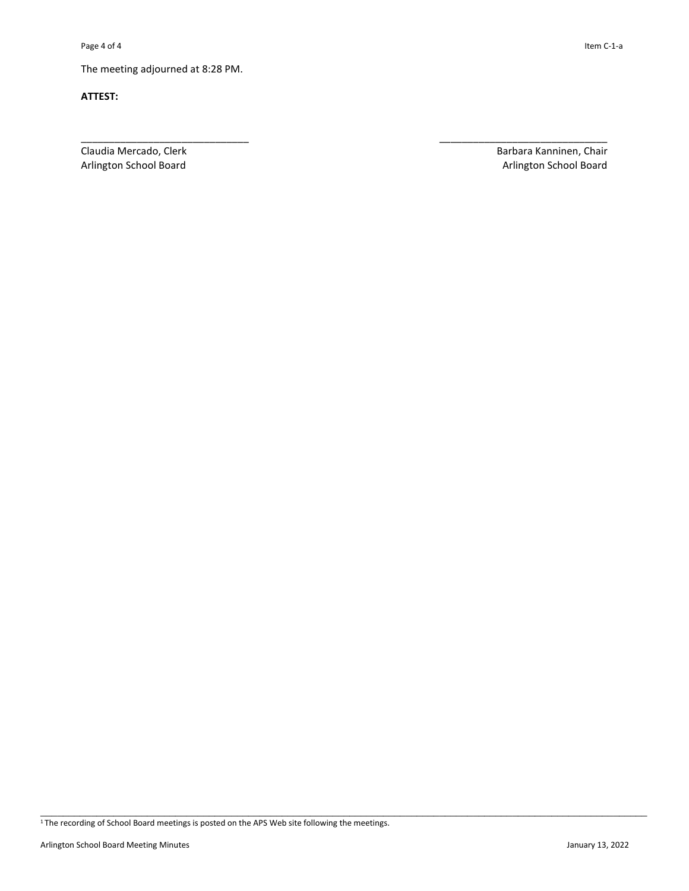The meeting adjourned at 8:28 PM.

**ATTEST:**

\_\_\_\_\_\_\_\_\_\_\_\_\_\_\_\_\_\_\_\_\_\_\_\_\_\_\_\_\_\_
Claudia Mercado, Clerk
Arlington School Board

\_\_\_\_\_\_\_\_\_\_\_\_\_\_\_\_\_\_\_\_\_\_\_\_\_\_\_\_\_\_
Barbara Kanninen, Chair
Arlington School Board

[1] The recording of School Board meetings is posted on the APS Web site following the meetings.